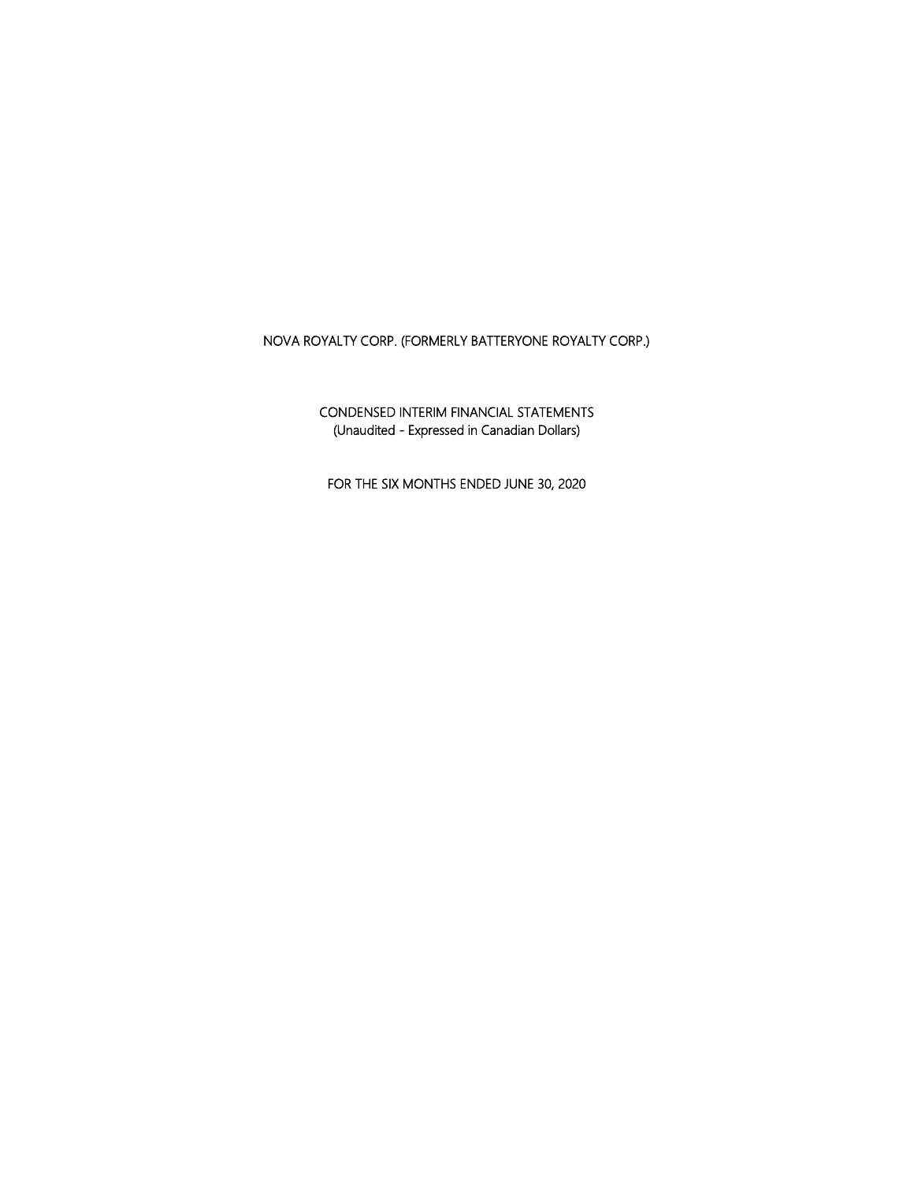# NOVA ROYALTY CORP. (FORMERLY BATTERYONE ROYALTY CORP.)

## CONDENSED INTERIM FINANCIAL STATEMENTS
(Unaudited - Expressed in Canadian Dollars)

FOR THE SIX MONTHS ENDED JUNE 30, 2020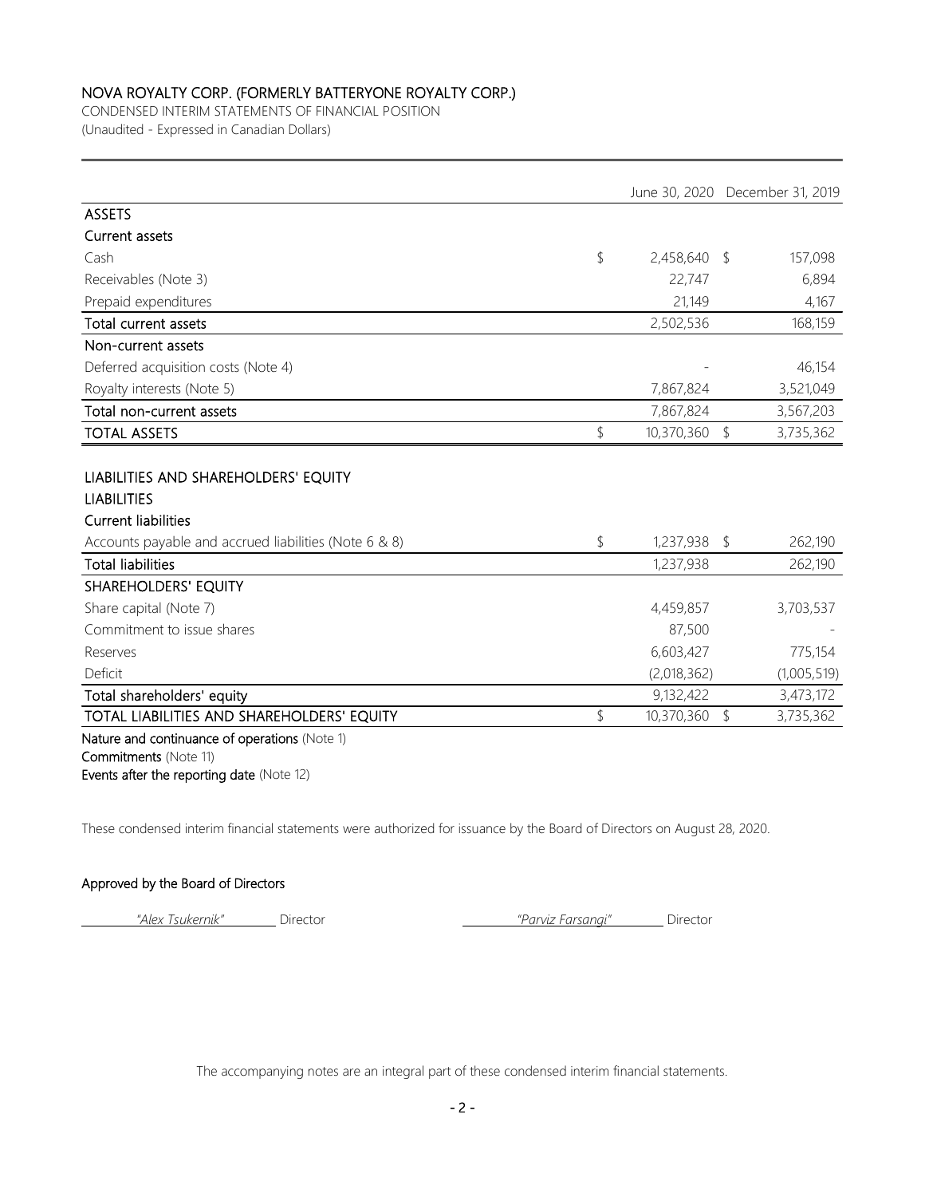# NOVA ROYALTY CORP. (FORMERLY BATTERYONE ROYALTY CORP.)

CONDENSED INTERIM STATEMENTS OF FINANCIAL POSITION

(Unaudited - Expressed in Canadian Dollars)

| | June 30, 2020 | December 31, 2019 |
|---|---|---|
| **ASSETS** | | |
| **Current assets** | | |
| Cash | $ 2,458,640 | $ 157,098 |
| Receivables (Note 3) | 22,747 | 6,894 |
| Prepaid expenditures | 21,149 | 4,167 |
| **Total current assets** | 2,502,536 | 168,159 |
| **Non-current assets** | | |
| Deferred acquisition costs (Note 4) | - | 46,154 |
| Royalty interests (Note 5) | 7,867,824 | 3,521,049 |
| **Total non-current assets** | 7,867,824 | 3,567,203 |
| **TOTAL ASSETS** | $ 10,370,360 | $ 3,735,362 |
| | | |
| **LIABILITIES AND SHAREHOLDERS' EQUITY** | | |
| **LIABILITIES** | | |
| **Current liabilities** | | |
| Accounts payable and accrued liabilities (Note 6 & 8) | $ 1,237,938 | $ 262,190 |
| **Total liabilities** | 1,237,938 | 262,190 |
| **SHAREHOLDERS' EQUITY** | | |
| Share capital (Note 7) | 4,459,857 | 3,703,537 |
| Commitment to issue shares | 87,500 | - |
| Reserves | 6,603,427 | 775,154 |
| Deficit | (2,018,362) | (1,005,519) |
| **Total shareholders' equity** | 9,132,422 | 3,473,172 |
| **TOTAL LIABILITIES AND SHAREHOLDERS' EQUITY** | $ 10,370,360 | $ 3,735,362 |

**Nature and continuance of operations** (Note 1)
**Commitments** (Note 11)
**Events after the reporting date** (Note 12)

These condensed interim financial statements were authorized for issuance by the Board of Directors on August 28, 2020.

**Approved by the Board of Directors**

*"Alex Tsukernik"* Director  *"Parviz Farsangi"* Director

The accompanying notes are an integral part of these condensed interim financial statements.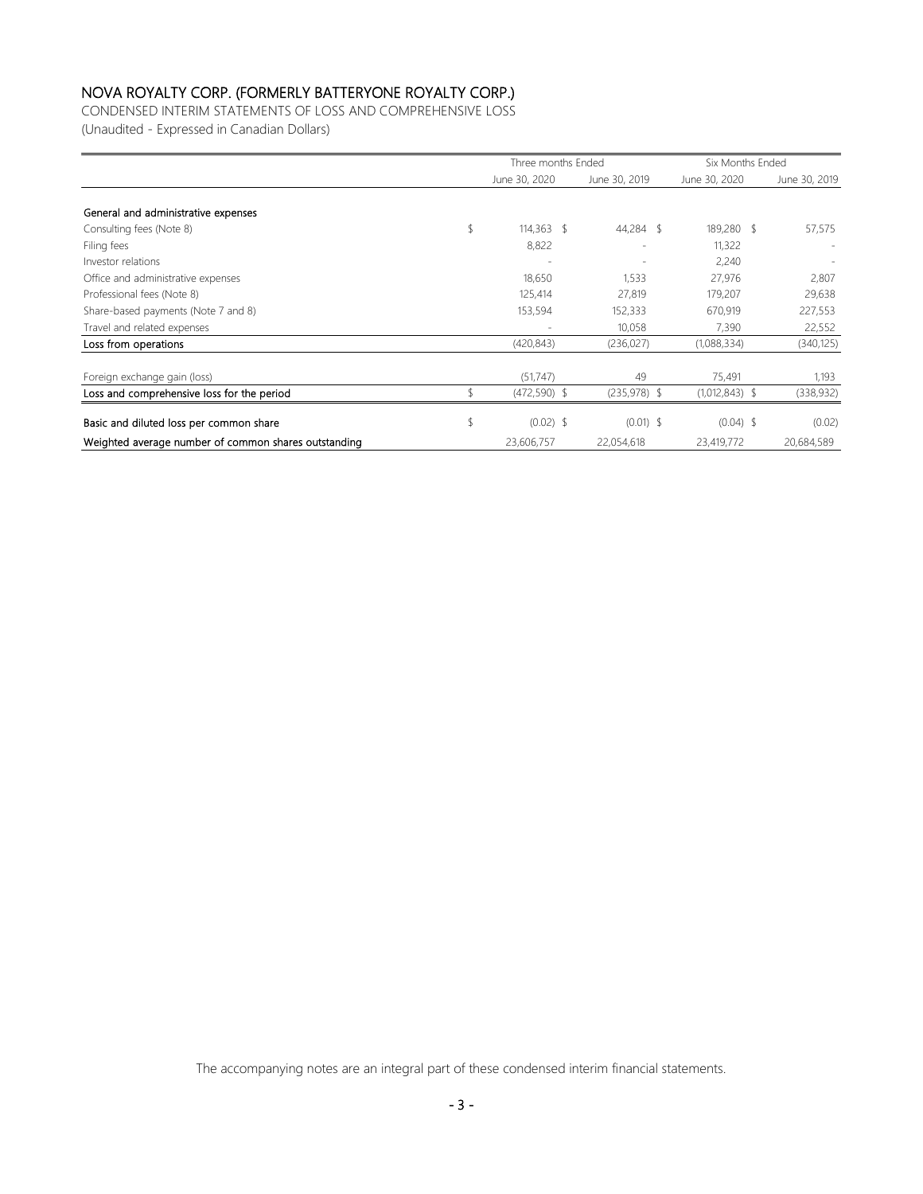# NOVA ROYALTY CORP. (FORMERLY BATTERYONE ROYALTY CORP.)

CONDENSED INTERIM STATEMENTS OF LOSS AND COMPREHENSIVE LOSS

(Unaudited - Expressed in Canadian Dollars)

| | Three months Ended | | Six Months Ended | |
|---|---|---|---|---|
| | June 30, 2020 | June 30, 2019 | June 30, 2020 | June 30, 2019 |
| **General and administrative expenses** | | | | |
| Consulting fees (Note 8) | $ 114,363 | $ 44,284 | $ 189,280 | $ 57,575 |
| Filing fees | 8,822 | - | 11,322 | - |
| Investor relations | - | - | 2,240 | - |
| Office and administrative expenses | 18,650 | 1,533 | 27,976 | 2,807 |
| Professional fees (Note 8) | 125,414 | 27,819 | 179,207 | 29,638 |
| Share-based payments (Note 7 and 8) | 153,594 | 152,333 | 670,919 | 227,553 |
| Travel and related expenses | - | 10,058 | 7,390 | 22,552 |
| **Loss from operations** | (420,843) | (236,027) | (1,088,334) | (340,125) |
| Foreign exchange gain (loss) | (51,747) | 49 | 75,491 | 1,193 |
| **Loss and comprehensive loss for the period** | $ (472,590) | $ (235,978) | $ (1,012,843) | $ (338,932) |
| **Basic and diluted loss per common share** | $ (0.02) | $ (0.01) | $ (0.04) | $ (0.02) |
| **Weighted average number of common shares outstanding** | 23,606,757 | 22,054,618 | 23,419,772 | 20,684,589 |

The accompanying notes are an integral part of these condensed interim financial statements.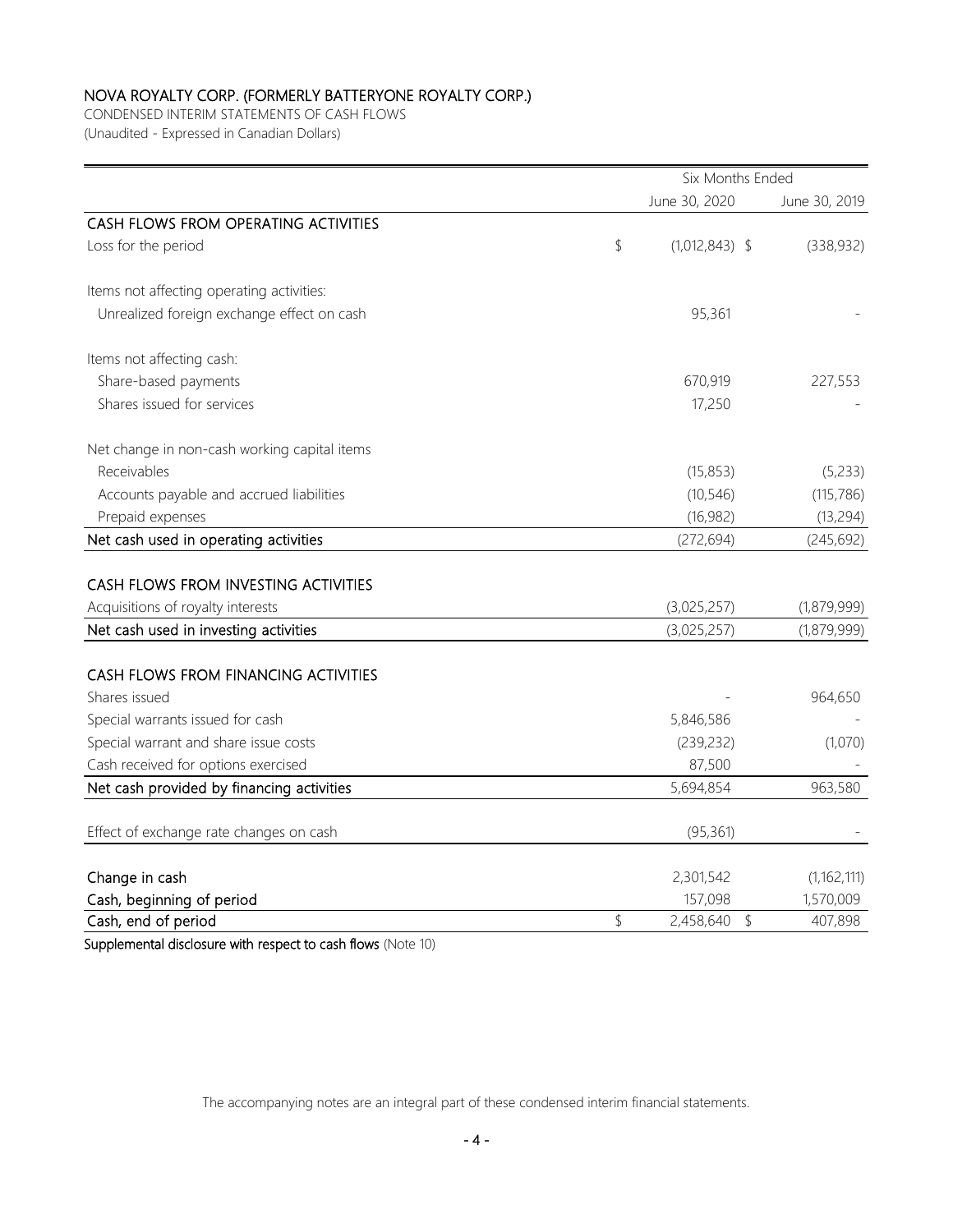# NOVA ROYALTY CORP. (FORMERLY BATTERYONE ROYALTY CORP.)

CONDENSED INTERIM STATEMENTS OF CASH FLOWS

(Unaudited - Expressed in Canadian Dollars)

| | Six Months Ended | |
|---|---|---|
| | June 30, 2020 | June 30, 2019 |
| **CASH FLOWS FROM OPERATING ACTIVITIES** | | |
| Loss for the period | $ (1,012,843) | $ (338,932) |
| | | |
| Items not affecting operating activities: | | |
| Unrealized foreign exchange effect on cash | 95,361 | - |
| | | |
| Items not affecting cash: | | |
| Share-based payments | 670,919 | 227,553 |
| Shares issued for services | 17,250 | - |
| | | |
| Net change in non-cash working capital items | | |
| Receivables | (15,853) | (5,233) |
| Accounts payable and accrued liabilities | (10,546) | (115,786) |
| Prepaid expenses | (16,982) | (13,294) |
| Net cash used in operating activities | (272,694) | (245,692) |
| | | |
| **CASH FLOWS FROM INVESTING ACTIVITIES** | | |
| Acquisitions of royalty interests | (3,025,257) | (1,879,999) |
| Net cash used in investing activities | (3,025,257) | (1,879,999) |
| | | |
| **CASH FLOWS FROM FINANCING ACTIVITIES** | | |
| Shares issued | - | 964,650 |
| Special warrants issued for cash | 5,846,586 | - |
| Special warrant and share issue costs | (239,232) | (1,070) |
| Cash received for options exercised | 87,500 | - |
| Net cash provided by financing activities | 5,694,854 | 963,580 |
| | | |
| Effect of exchange rate changes on cash | (95,361) | - |
| | | |
| Change in cash | 2,301,542 | (1,162,111) |
| Cash, beginning of period | 157,098 | 1,570,009 |
| Cash, end of period | $ 2,458,640 | $ 407,898 |

**Supplemental disclosure with respect to cash flows** (Note 10)

The accompanying notes are an integral part of these condensed interim financial statements.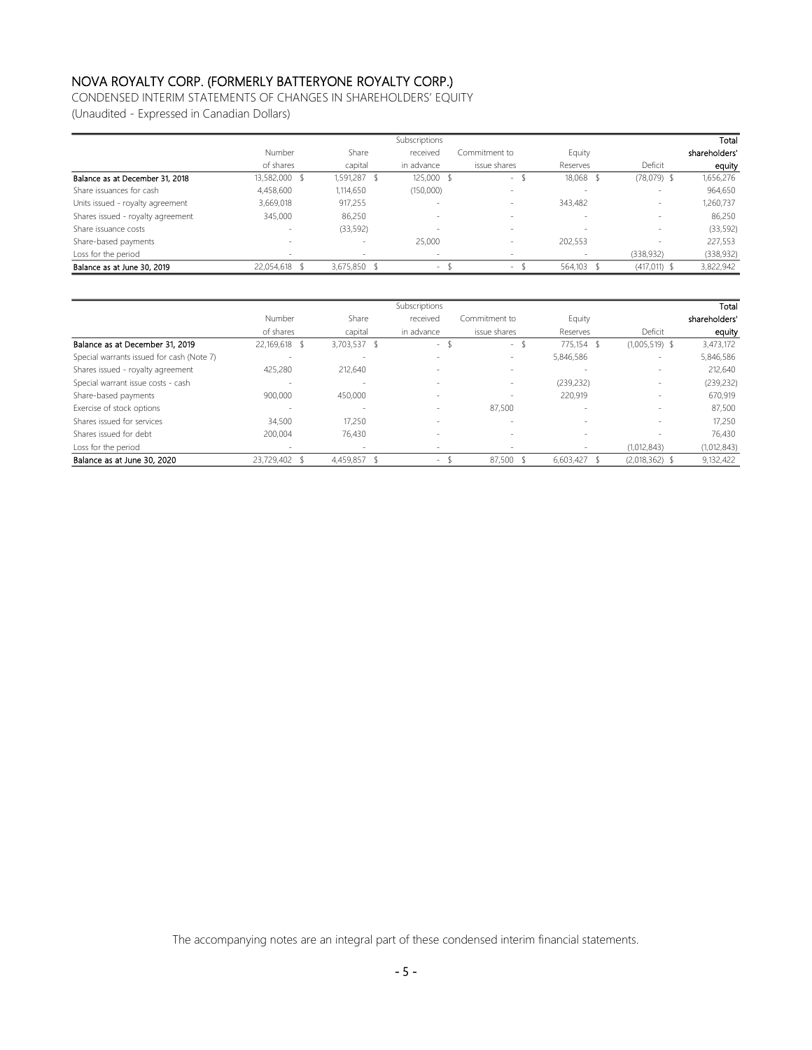# NOVA ROYALTY CORP. (FORMERLY BATTERYONE ROYALTY CORP.)

CONDENSED INTERIM STATEMENTS OF CHANGES IN SHAREHOLDERS' EQUITY

(Unaudited - Expressed in Canadian Dollars)

| | Number of shares | Share capital | Subscriptions received in advance | Commitment to issue shares | Equity Reserves | Deficit | Total shareholders' equity |
|---|---|---|---|---|---|---|---|
| **Balance as at December 31, 2018** | 13,582,000 | $ 1,591,287 | $ 125,000 | $ - | $ 18,068 | $ (78,079) | $ 1,656,276 |
| Share issuances for cash | 4,458,600 | 1,114,650 | (150,000) | - | - | - | 964,650 |
| Units issued - royalty agreement | 3,669,018 | 917,255 | - | - | 343,482 | - | 1,260,737 |
| Shares issued - royalty agreement | 345,000 | 86,250 | - | - | - | - | 86,250 |
| Share issuance costs | - | (33,592) | - | - | - | - | (33,592) |
| Share-based payments | - | - | 25,000 | - | 202,553 | - | 227,553 |
| Loss for the period | - | - | - | - | - | (338,932) | (338,932) |
| **Balance as at June 30, 2019** | 22,054,618 | $ 3,675,850 | $ - | $ - | $ 564,103 | $ (417,011) | $ 3,822,942 |

| | Number of shares | Share capital | Subscriptions received in advance | Commitment to issue shares | Equity Reserves | Deficit | Total shareholders' equity |
|---|---|---|---|---|---|---|---|
| **Balance as at December 31, 2019** | 22,169,618 | $ 3,703,537 | $ - | $ - | $ 775,154 | $ (1,005,519) | $ 3,473,172 |
| Special warrants issued for cash (Note 7) | - | - | - | - | 5,846,586 | - | 5,846,586 |
| Shares issued - royalty agreement | 425,280 | 212,640 | - | - | - | - | 212,640 |
| Special warrant issue costs - cash | - | - | - | - | (239,232) | - | (239,232) |
| Share-based payments | 900,000 | 450,000 | - | - | 220,919 | - | 670,919 |
| Exercise of stock options | - | - | - | 87,500 | - | - | 87,500 |
| Shares issued for services | 34,500 | 17,250 | - | - | - | - | 17,250 |
| Shares issued for debt | 200,004 | 76,430 | - | - | - | - | 76,430 |
| Loss for the period | - | - | - | - | - | (1,012,843) | (1,012,843) |
| **Balance as at June 30, 2020** | 23,729,402 | $ 4,459,857 | $ - | $ 87,500 | $ 6,603,427 | $ (2,018,362) | $ 9,132,422 |

The accompanying notes are an integral part of these condensed interim financial statements.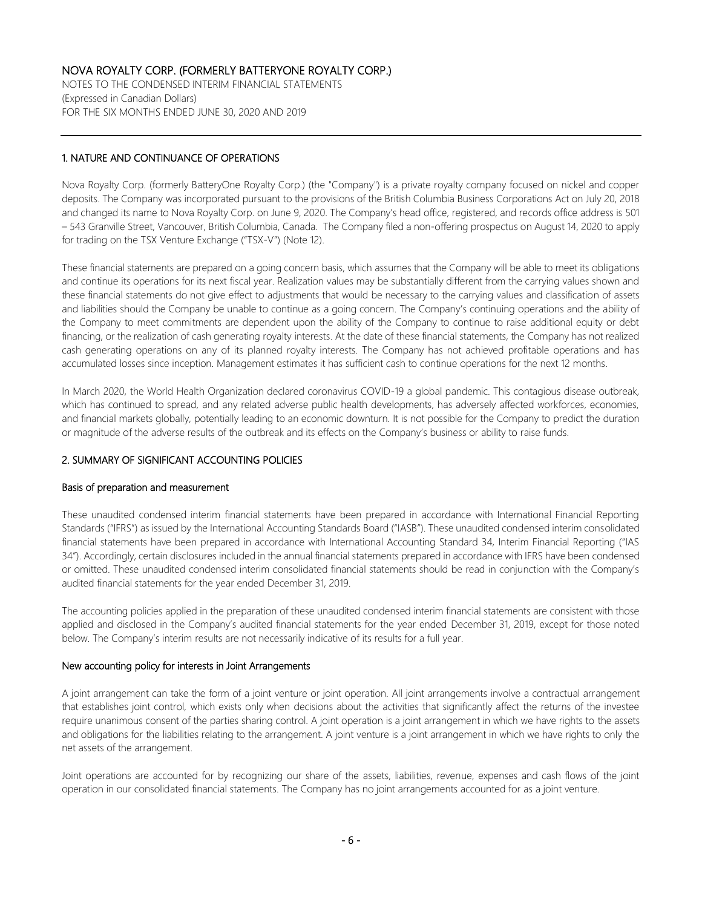## 1. NATURE AND CONTINUANCE OF OPERATIONS

Nova Royalty Corp. (formerly BatteryOne Royalty Corp.) (the "Company") is a private royalty company focused on nickel and copper deposits. The Company was incorporated pursuant to the provisions of the British Columbia Business Corporations Act on July 20, 2018 and changed its name to Nova Royalty Corp. on June 9, 2020. The Company's head office, registered, and records office address is 501 – 543 Granville Street, Vancouver, British Columbia, Canada. The Company filed a non-offering prospectus on August 14, 2020 to apply for trading on the TSX Venture Exchange ("TSX-V") (Note 12).

These financial statements are prepared on a going concern basis, which assumes that the Company will be able to meet its obligations and continue its operations for its next fiscal year. Realization values may be substantially different from the carrying values shown and these financial statements do not give effect to adjustments that would be necessary to the carrying values and classification of assets and liabilities should the Company be unable to continue as a going concern. The Company's continuing operations and the ability of the Company to meet commitments are dependent upon the ability of the Company to continue to raise additional equity or debt financing, or the realization of cash generating royalty interests. At the date of these financial statements, the Company has not realized cash generating operations on any of its planned royalty interests. The Company has not achieved profitable operations and has accumulated losses since inception. Management estimates it has sufficient cash to continue operations for the next 12 months.

In March 2020, the World Health Organization declared coronavirus COVID-19 a global pandemic. This contagious disease outbreak, which has continued to spread, and any related adverse public health developments, has adversely affected workforces, economies, and financial markets globally, potentially leading to an economic downturn. It is not possible for the Company to predict the duration or magnitude of the adverse results of the outbreak and its effects on the Company's business or ability to raise funds.

## 2. SUMMARY OF SIGNIFICANT ACCOUNTING POLICIES

### Basis of preparation and measurement

These unaudited condensed interim financial statements have been prepared in accordance with International Financial Reporting Standards ("IFRS") as issued by the International Accounting Standards Board ("IASB"). These unaudited condensed interim consolidated financial statements have been prepared in accordance with International Accounting Standard 34, Interim Financial Reporting ("IAS 34"). Accordingly, certain disclosures included in the annual financial statements prepared in accordance with IFRS have been condensed or omitted. These unaudited condensed interim consolidated financial statements should be read in conjunction with the Company's audited financial statements for the year ended December 31, 2019.

The accounting policies applied in the preparation of these unaudited condensed interim financial statements are consistent with those applied and disclosed in the Company's audited financial statements for the year ended December 31, 2019, except for those noted below. The Company's interim results are not necessarily indicative of its results for a full year.

### New accounting policy for interests in Joint Arrangements

A joint arrangement can take the form of a joint venture or joint operation. All joint arrangements involve a contractual arrangement that establishes joint control, which exists only when decisions about the activities that significantly affect the returns of the investee require unanimous consent of the parties sharing control. A joint operation is a joint arrangement in which we have rights to the assets and obligations for the liabilities relating to the arrangement. A joint venture is a joint arrangement in which we have rights to only the net assets of the arrangement.

Joint operations are accounted for by recognizing our share of the assets, liabilities, revenue, expenses and cash flows of the joint operation in our consolidated financial statements. The Company has no joint arrangements accounted for as a joint venture.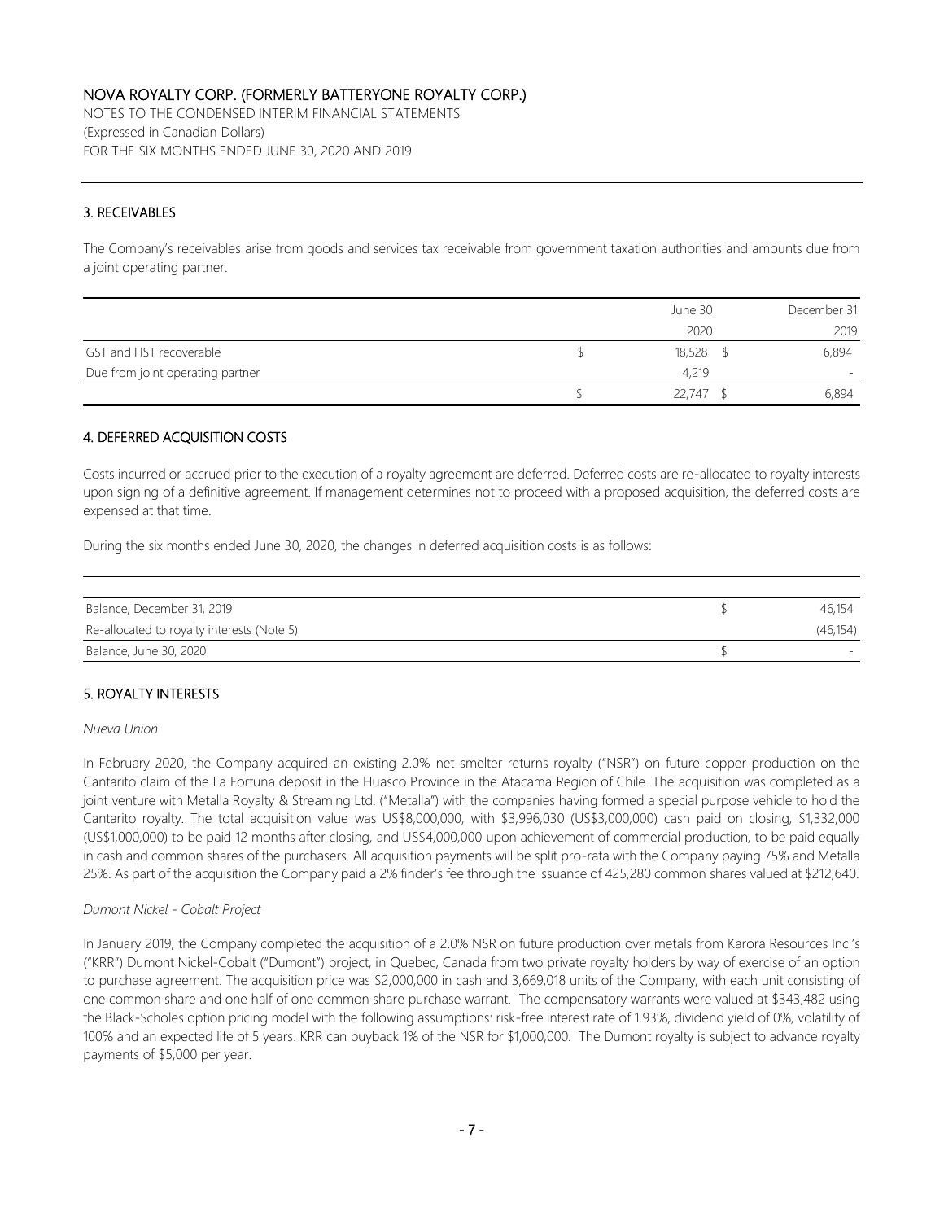## 3. RECEIVABLES

The Company's receivables arise from goods and services tax receivable from government taxation authorities and amounts due from a joint operating partner.

| | June 30 2020 | December 31 2019 |
|---|---|---|
| GST and HST recoverable | $ 18,528 | $ 6,894 |
| Due from joint operating partner | 4,219 | - |
| | $ 22,747 | $ 6,894 |

## 4. DEFERRED ACQUISITION COSTS

Costs incurred or accrued prior to the execution of a royalty agreement are deferred. Deferred costs are re-allocated to royalty interests upon signing of a definitive agreement. If management determines not to proceed with a proposed acquisition, the deferred costs are expensed at that time.

During the six months ended June 30, 2020, the changes in deferred acquisition costs is as follows:

| | |
|---|---|
| Balance, December 31, 2019 | $ 46,154 |
| Re-allocated to royalty interests (Note 5) | (46,154) |
| Balance, June 30, 2020 | $ - |

## 5. ROYALTY INTERESTS

*Nueva Union*

In February 2020, the Company acquired an existing 2.0% net smelter returns royalty ("NSR") on future copper production on the Cantarito claim of the La Fortuna deposit in the Huasco Province in the Atacama Region of Chile. The acquisition was completed as a joint venture with Metalla Royalty & Streaming Ltd. ("Metalla") with the companies having formed a special purpose vehicle to hold the Cantarito royalty. The total acquisition value was US$8,000,000, with $3,996,030 (US$3,000,000) cash paid on closing, $1,332,000 (US$1,000,000) to be paid 12 months after closing, and US$4,000,000 upon achievement of commercial production, to be paid equally in cash and common shares of the purchasers. All acquisition payments will be split pro-rata with the Company paying 75% and Metalla 25%. As part of the acquisition the Company paid a 2% finder's fee through the issuance of 425,280 common shares valued at $212,640.

*Dumont Nickel - Cobalt Project*

In January 2019, the Company completed the acquisition of a 2.0% NSR on future production over metals from Karora Resources Inc.'s ("KRR") Dumont Nickel-Cobalt ("Dumont") project, in Quebec, Canada from two private royalty holders by way of exercise of an option to purchase agreement. The acquisition price was $2,000,000 in cash and 3,669,018 units of the Company, with each unit consisting of one common share and one half of one common share purchase warrant. The compensatory warrants were valued at $343,482 using the Black-Scholes option pricing model with the following assumptions: risk-free interest rate of 1.93%, dividend yield of 0%, volatility of 100% and an expected life of 5 years. KRR can buyback 1% of the NSR for $1,000,000. The Dumont royalty is subject to advance royalty payments of $5,000 per year.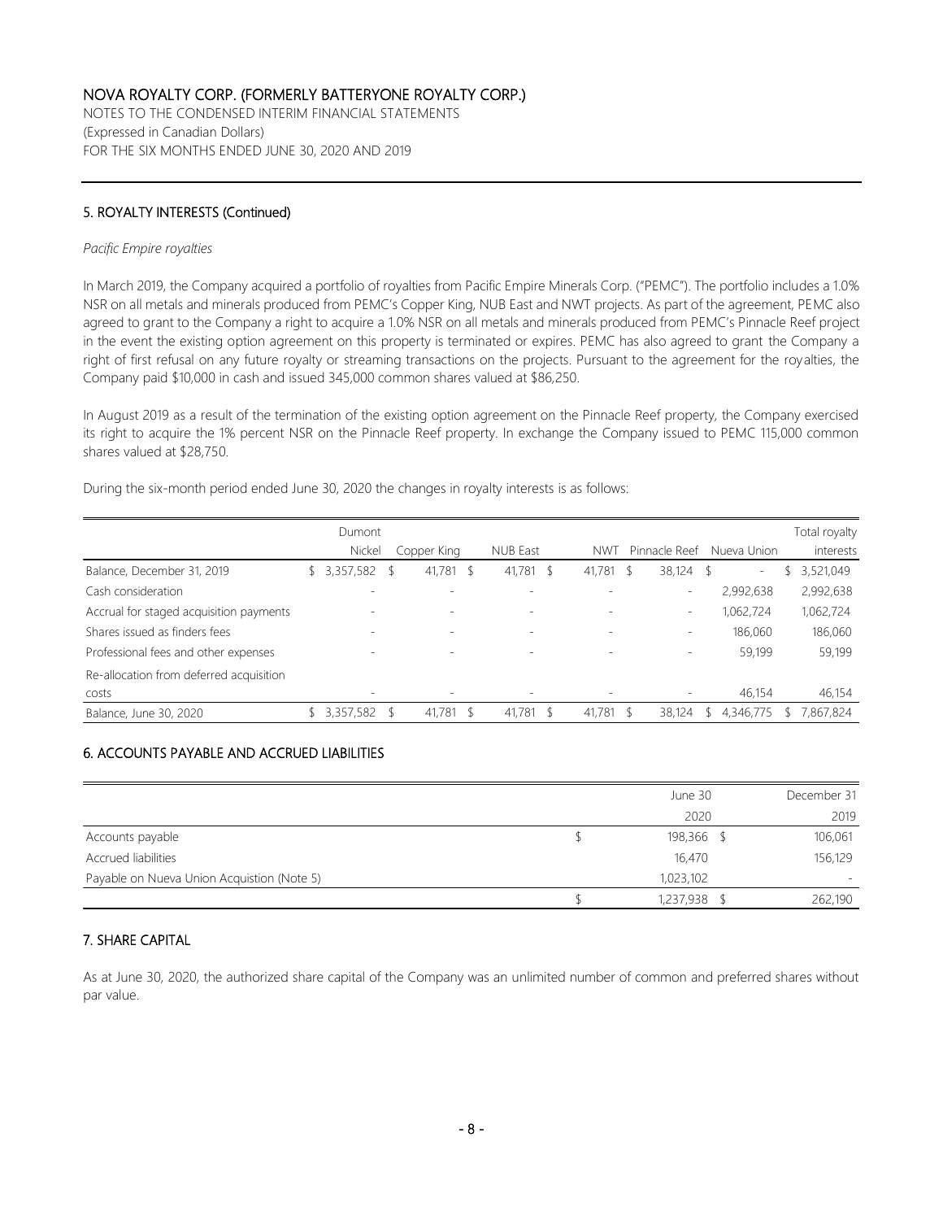## 5. ROYALTY INTERESTS (Continued)

*Pacific Empire royalties*

In March 2019, the Company acquired a portfolio of royalties from Pacific Empire Minerals Corp. ("PEMC"). The portfolio includes a 1.0% NSR on all metals and minerals produced from PEMC's Copper King, NUB East and NWT projects. As part of the agreement, PEMC also agreed to grant to the Company a right to acquire a 1.0% NSR on all metals and minerals produced from PEMC's Pinnacle Reef project in the event the existing option agreement on this property is terminated or expires. PEMC has also agreed to grant the Company a right of first refusal on any future royalty or streaming transactions on the projects. Pursuant to the agreement for the royalties, the Company paid $10,000 in cash and issued 345,000 common shares valued at $86,250.

In August 2019 as a result of the termination of the existing option agreement on the Pinnacle Reef property, the Company exercised its right to acquire the 1% percent NSR on the Pinnacle Reef property. In exchange the Company issued to PEMC 115,000 common shares valued at $28,750.

During the six-month period ended June 30, 2020 the changes in royalty interests is as follows:

| | Dumont Nickel | Copper King | NUB East | NWT | Pinnacle Reef | Nueva Union | Total royalty interests |
|---|---|---|---|---|---|---|---|
| Balance, December 31, 2019 | $ 3,357,582 | $ 41,781 | $ 41,781 | $ 41,781 | $ 38,124 | $ - | $ 3,521,049 |
| Cash consideration | - | - | - | - | - | 2,992,638 | 2,992,638 |
| Accrual for staged acquisition payments | - | - | - | - | - | 1,062,724 | 1,062,724 |
| Shares issued as finders fees | - | - | - | - | - | 186,060 | 186,060 |
| Professional fees and other expenses | - | - | - | - | - | 59,199 | 59,199 |
| Re-allocation from deferred acquisition costs | - | - | - | - | - | 46,154 | 46,154 |
| Balance, June 30, 2020 | $ 3,357,582 | $ 41,781 | $ 41,781 | $ 41,781 | $ 38,124 | $ 4,346,775 | $ 7,867,824 |

## 6. ACCOUNTS PAYABLE AND ACCRUED LIABILITIES

| | June 30 2020 | December 31 2019 |
|---|---|---|
| Accounts payable | $ 198,366 | $ 106,061 |
| Accrued liabilities | 16,470 | 156,129 |
| Payable on Nueva Union Acquistion (Note 5) | 1,023,102 | - |
| | $ 1,237,938 | $ 262,190 |

## 7. SHARE CAPITAL

As at June 30, 2020, the authorized share capital of the Company was an unlimited number of common and preferred shares without par value.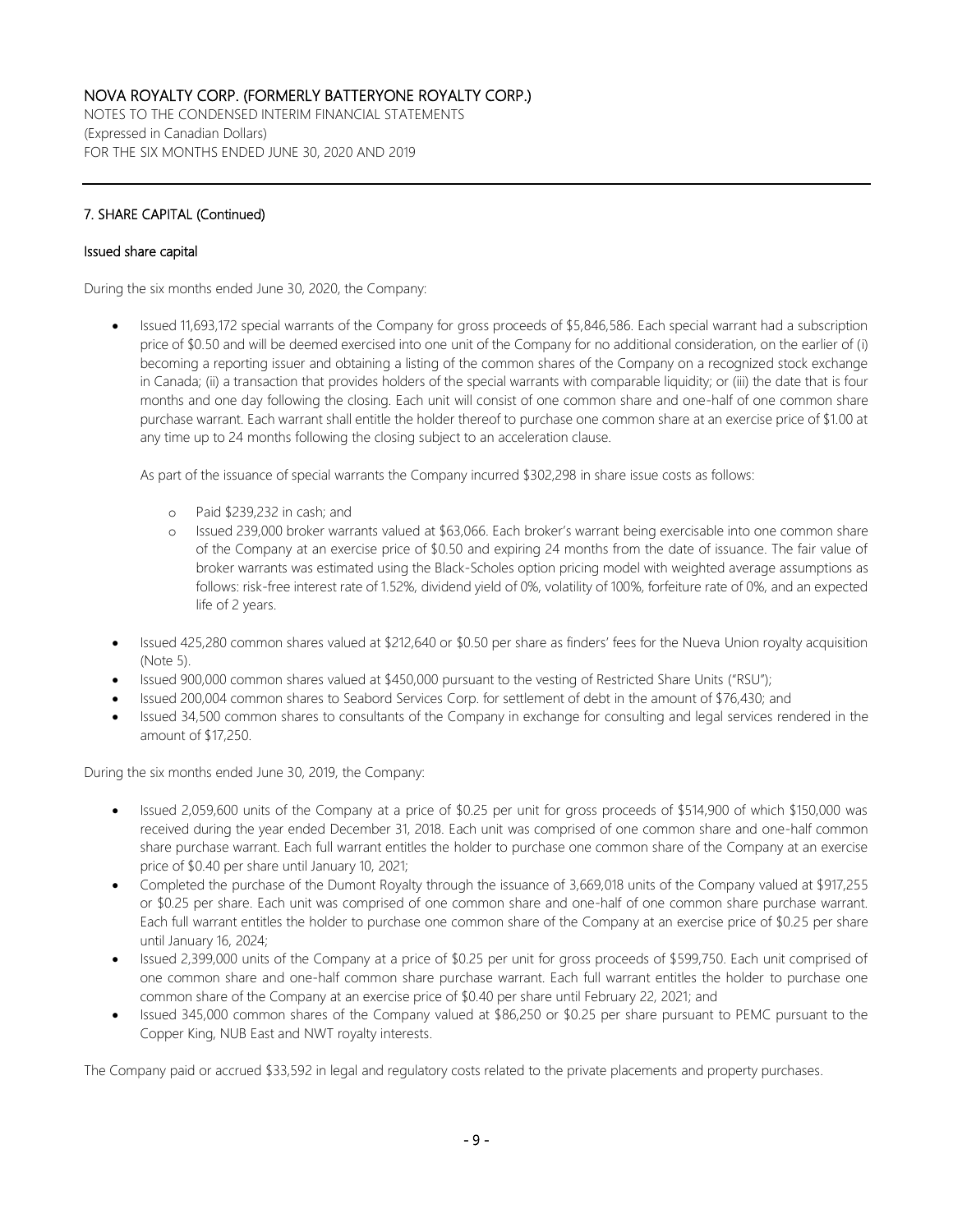## 7. SHARE CAPITAL (Continued)

### Issued share capital

During the six months ended June 30, 2020, the Company:

- Issued 11,693,172 special warrants of the Company for gross proceeds of $5,846,586. Each special warrant had a subscription price of $0.50 and will be deemed exercised into one unit of the Company for no additional consideration, on the earlier of (i) becoming a reporting issuer and obtaining a listing of the common shares of the Company on a recognized stock exchange in Canada; (ii) a transaction that provides holders of the special warrants with comparable liquidity; or (iii) the date that is four months and one day following the closing. Each unit will consist of one common share and one-half of one common share purchase warrant. Each warrant shall entitle the holder thereof to purchase one common share at an exercise price of $1.00 at any time up to 24 months following the closing subject to an acceleration clause.

  As part of the issuance of special warrants the Company incurred $302,298 in share issue costs as follows:

  - Paid $239,232 in cash; and
  - Issued 239,000 broker warrants valued at $63,066. Each broker's warrant being exercisable into one common share of the Company at an exercise price of $0.50 and expiring 24 months from the date of issuance. The fair value of broker warrants was estimated using the Black-Scholes option pricing model with weighted average assumptions as follows: risk-free interest rate of 1.52%, dividend yield of 0%, volatility of 100%, forfeiture rate of 0%, and an expected life of 2 years.

- Issued 425,280 common shares valued at $212,640 or $0.50 per share as finders' fees for the Nueva Union royalty acquisition (Note 5).
- Issued 900,000 common shares valued at $450,000 pursuant to the vesting of Restricted Share Units ("RSU");
- Issued 200,004 common shares to Seabord Services Corp. for settlement of debt in the amount of $76,430; and
- Issued 34,500 common shares to consultants of the Company in exchange for consulting and legal services rendered in the amount of $17,250.

During the six months ended June 30, 2019, the Company:

- Issued 2,059,600 units of the Company at a price of $0.25 per unit for gross proceeds of $514,900 of which $150,000 was received during the year ended December 31, 2018. Each unit was comprised of one common share and one-half common share purchase warrant. Each full warrant entitles the holder to purchase one common share of the Company at an exercise price of $0.40 per share until January 10, 2021;
- Completed the purchase of the Dumont Royalty through the issuance of 3,669,018 units of the Company valued at $917,255 or $0.25 per share. Each unit was comprised of one common share and one-half of one common share purchase warrant. Each full warrant entitles the holder to purchase one common share of the Company at an exercise price of $0.25 per share until January 16, 2024;
- Issued 2,399,000 units of the Company at a price of $0.25 per unit for gross proceeds of $599,750. Each unit comprised of one common share and one-half common share purchase warrant. Each full warrant entitles the holder to purchase one common share of the Company at an exercise price of $0.40 per share until February 22, 2021; and
- Issued 345,000 common shares of the Company valued at $86,250 or $0.25 per share pursuant to PEMC pursuant to the Copper King, NUB East and NWT royalty interests.

The Company paid or accrued $33,592 in legal and regulatory costs related to the private placements and property purchases.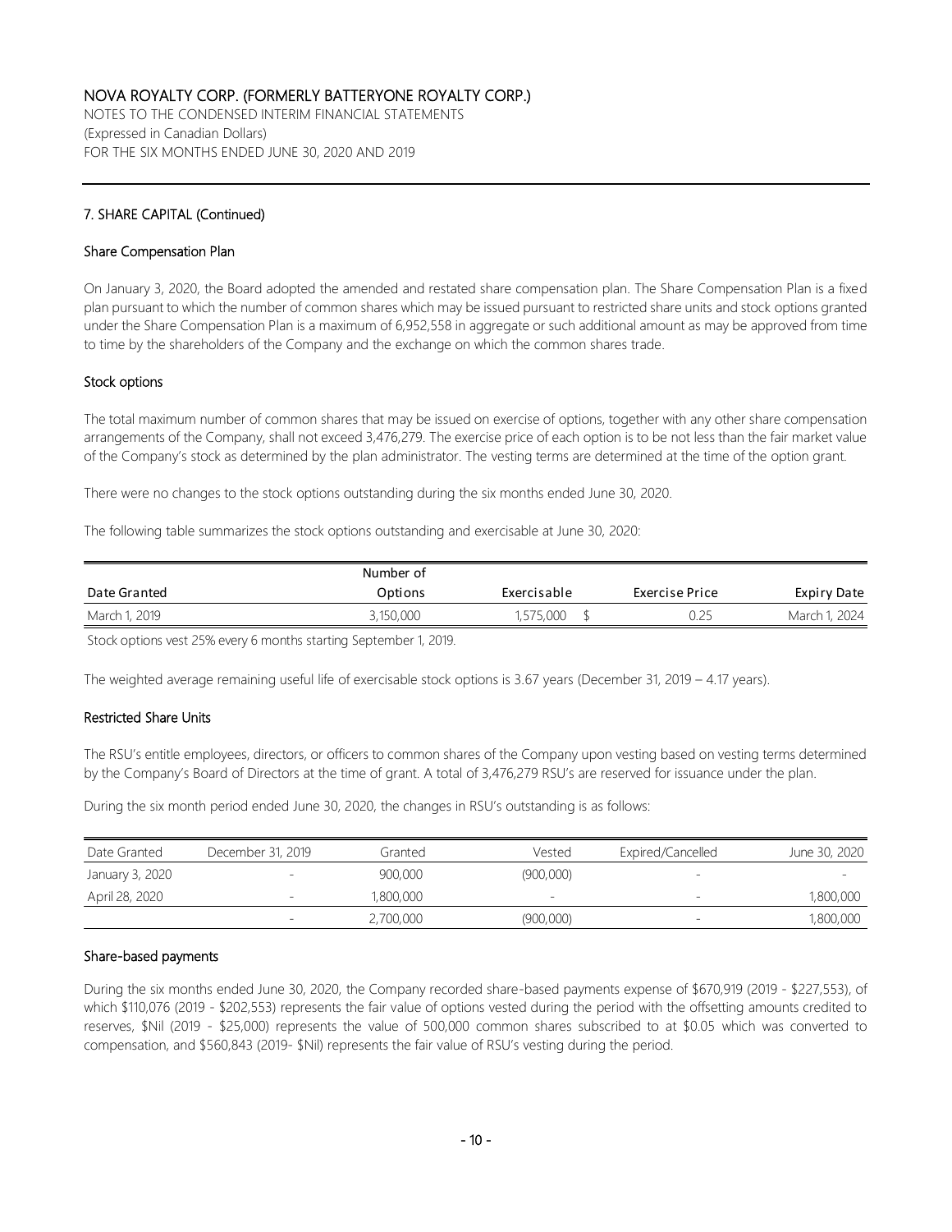## 7. SHARE CAPITAL (Continued)

### Share Compensation Plan

On January 3, 2020, the Board adopted the amended and restated share compensation plan. The Share Compensation Plan is a fixed plan pursuant to which the number of common shares which may be issued pursuant to restricted share units and stock options granted under the Share Compensation Plan is a maximum of 6,952,558 in aggregate or such additional amount as may be approved from time to time by the shareholders of the Company and the exchange on which the common shares trade.

### Stock options

The total maximum number of common shares that may be issued on exercise of options, together with any other share compensation arrangements of the Company, shall not exceed 3,476,279. The exercise price of each option is to be not less than the fair market value of the Company's stock as determined by the plan administrator. The vesting terms are determined at the time of the option grant.

There were no changes to the stock options outstanding during the six months ended June 30, 2020.

The following table summarizes the stock options outstanding and exercisable at June 30, 2020:

| Date Granted | Number of Options | Exercisable | Exercise Price | Expiry Date |
|---|---|---|---|---|
| March 1, 2019 | 3,150,000 | 1,575,000 | $ 0.25 | March 1, 2024 |

Stock options vest 25% every 6 months starting September 1, 2019.

The weighted average remaining useful life of exercisable stock options is 3.67 years (December 31, 2019 – 4.17 years).

### Restricted Share Units

The RSU's entitle employees, directors, or officers to common shares of the Company upon vesting based on vesting terms determined by the Company's Board of Directors at the time of grant. A total of 3,476,279 RSU's are reserved for issuance under the plan.

During the six month period ended June 30, 2020, the changes in RSU's outstanding is as follows:

| Date Granted | December 31, 2019 | Granted | Vested | Expired/Cancelled | June 30, 2020 |
|---|---|---|---|---|---|
| January 3, 2020 | - | 900,000 | (900,000) | - | - |
| April 28, 2020 | - | 1,800,000 | - | - | 1,800,000 |
| | - | 2,700,000 | (900,000) | - | 1,800,000 |

### Share-based payments

During the six months ended June 30, 2020, the Company recorded share-based payments expense of $670,919 (2019 - $227,553), of which $110,076 (2019 - $202,553) represents the fair value of options vested during the period with the offsetting amounts credited to reserves, $Nil (2019 - $25,000) represents the value of 500,000 common shares subscribed to at $0.05 which was converted to compensation, and $560,843 (2019- $Nil) represents the fair value of RSU's vesting during the period.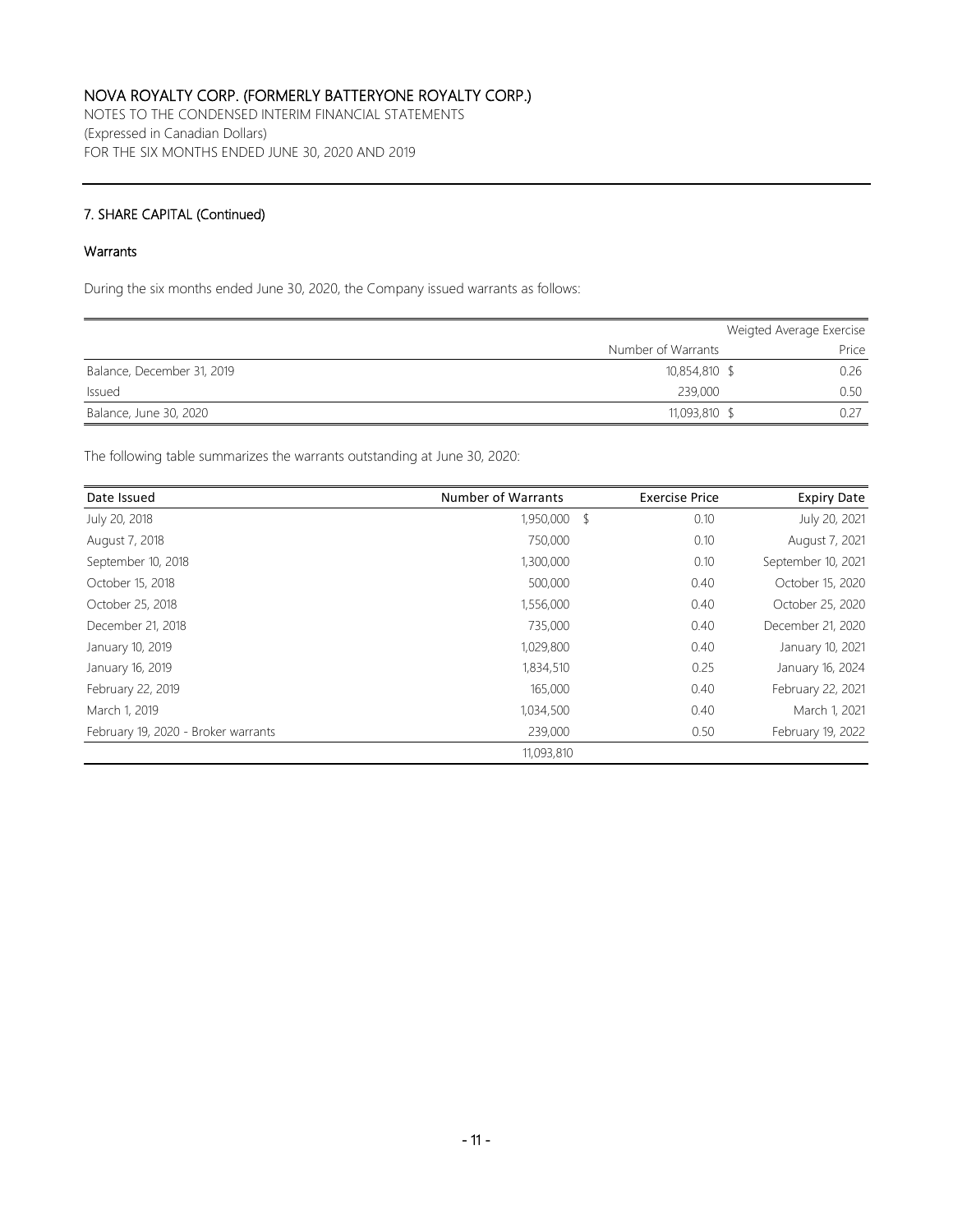# NOVA ROYALTY CORP. (FORMERLY BATTERYONE ROYALTY CORP.)

NOTES TO THE CONDENSED INTERIM FINANCIAL STATEMENTS
(Expressed in Canadian Dollars)
FOR THE SIX MONTHS ENDED JUNE 30, 2020 AND 2019

## 7. SHARE CAPITAL (Continued)

### Warrants

During the six months ended June 30, 2020, the Company issued warrants as follows:

| | Number of Warrants | Weigted Average Exercise Price |
|---|---|---|
| Balance, December 31, 2019 | 10,854,810 | $ 0.26 |
| Issued | 239,000 | 0.50 |
| Balance, June 30, 2020 | 11,093,810 | $ 0.27 |

The following table summarizes the warrants outstanding at June 30, 2020:

| Date Issued | Number of Warrants | Exercise Price | Expiry Date |
|---|---|---|---|
| July 20, 2018 | 1,950,000 | $ 0.10 | July 20, 2021 |
| August 7, 2018 | 750,000 | 0.10 | August 7, 2021 |
| September 10, 2018 | 1,300,000 | 0.10 | September 10, 2021 |
| October 15, 2018 | 500,000 | 0.40 | October 15, 2020 |
| October 25, 2018 | 1,556,000 | 0.40 | October 25, 2020 |
| December 21, 2018 | 735,000 | 0.40 | December 21, 2020 |
| January 10, 2019 | 1,029,800 | 0.40 | January 10, 2021 |
| January 16, 2019 | 1,834,510 | 0.25 | January 16, 2024 |
| February 22, 2019 | 165,000 | 0.40 | February 22, 2021 |
| March 1, 2019 | 1,034,500 | 0.40 | March 1, 2021 |
| February 19, 2020 - Broker warrants | 239,000 | 0.50 | February 19, 2022 |
| | 11,093,810 | | |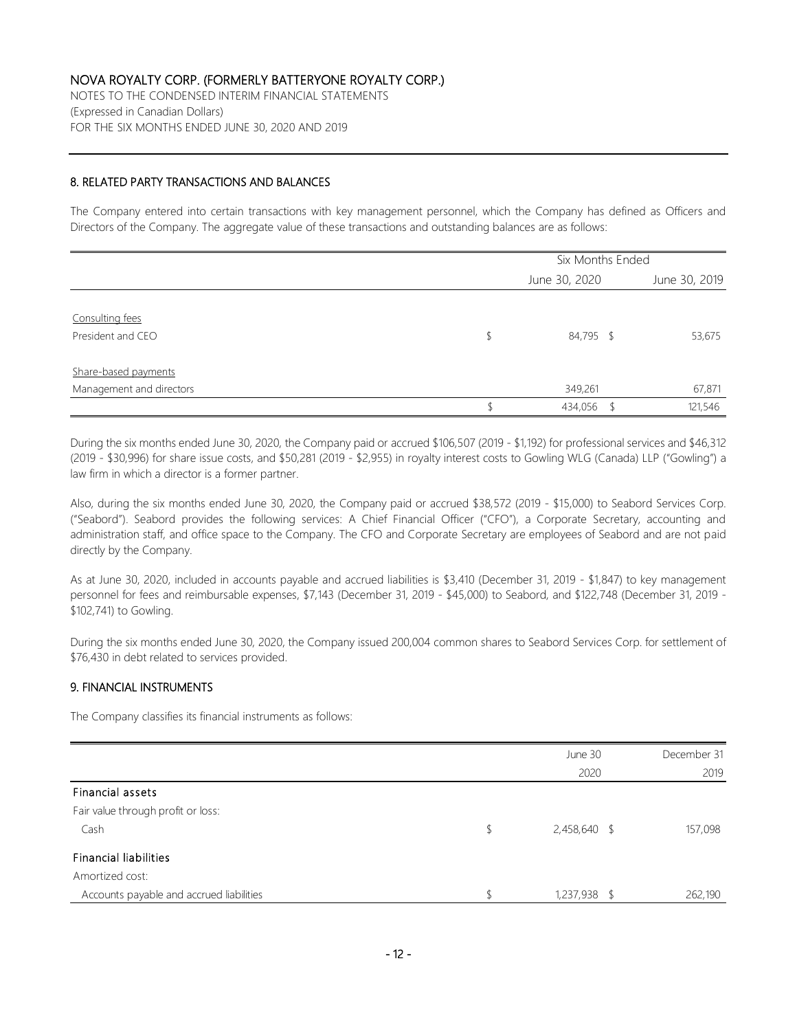NOVA ROYALTY CORP. (FORMERLY BATTERYONE ROYALTY CORP.)
NOTES TO THE CONDENSED INTERIM FINANCIAL STATEMENTS
(Expressed in Canadian Dollars)
FOR THE SIX MONTHS ENDED JUNE 30, 2020 AND 2019

## 8. RELATED PARTY TRANSACTIONS AND BALANCES

The Company entered into certain transactions with key management personnel, which the Company has defined as Officers and Directors of the Company. The aggregate value of these transactions and outstanding balances are as follows:

| | Six Months Ended | |
|---|---|---|
| | June 30, 2020 | June 30, 2019 |
| Consulting fees | | |
| President and CEO | $ 84,795 | $ 53,675 |
| Share-based payments | | |
| Management and directors | 349,261 | 67,871 |
| | $ 434,056 | $ 121,546 |

During the six months ended June 30, 2020, the Company paid or accrued $106,507 (2019 - $1,192) for professional services and $46,312 (2019 - $30,996) for share issue costs, and $50,281 (2019 - $2,955) in royalty interest costs to Gowling WLG (Canada) LLP ("Gowling") a law firm in which a director is a former partner.

Also, during the six months ended June 30, 2020, the Company paid or accrued $38,572 (2019 - $15,000) to Seabord Services Corp. ("Seabord"). Seabord provides the following services: A Chief Financial Officer ("CFO"), a Corporate Secretary, accounting and administration staff, and office space to the Company. The CFO and Corporate Secretary are employees of Seabord and are not paid directly by the Company.

As at June 30, 2020, included in accounts payable and accrued liabilities is $3,410 (December 31, 2019 - $1,847) to key management personnel for fees and reimbursable expenses, $7,143 (December 31, 2019 - $45,000) to Seabord, and $122,748 (December 31, 2019 - $102,741) to Gowling.

During the six months ended June 30, 2020, the Company issued 200,004 common shares to Seabord Services Corp. for settlement of $76,430 in debt related to services provided.

## 9. FINANCIAL INSTRUMENTS

The Company classifies its financial instruments as follows:

| | June 30 2020 | December 31 2019 |
|---|---|---|
| **Financial assets** | | |
| Fair value through profit or loss: | | |
| Cash | $ 2,458,640 | $ 157,098 |
| **Financial liabilities** | | |
| Amortized cost: | | |
| Accounts payable and accrued liabilities | $ 1,237,938 | $ 262,190 |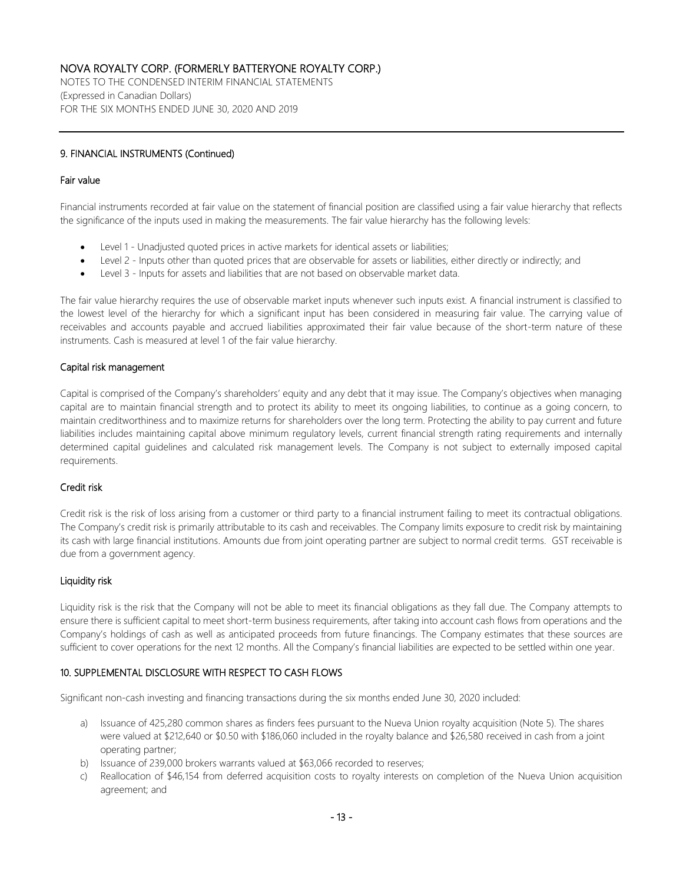## 9. FINANCIAL INSTRUMENTS (Continued)

### Fair value

Financial instruments recorded at fair value on the statement of financial position are classified using a fair value hierarchy that reflects the significance of the inputs used in making the measurements. The fair value hierarchy has the following levels:

- Level 1 - Unadjusted quoted prices in active markets for identical assets or liabilities;
- Level 2 - Inputs other than quoted prices that are observable for assets or liabilities, either directly or indirectly; and
- Level 3 - Inputs for assets and liabilities that are not based on observable market data.

The fair value hierarchy requires the use of observable market inputs whenever such inputs exist. A financial instrument is classified to the lowest level of the hierarchy for which a significant input has been considered in measuring fair value. The carrying value of receivables and accounts payable and accrued liabilities approximated their fair value because of the short-term nature of these instruments. Cash is measured at level 1 of the fair value hierarchy.

### Capital risk management

Capital is comprised of the Company's shareholders' equity and any debt that it may issue. The Company's objectives when managing capital are to maintain financial strength and to protect its ability to meet its ongoing liabilities, to continue as a going concern, to maintain creditworthiness and to maximize returns for shareholders over the long term. Protecting the ability to pay current and future liabilities includes maintaining capital above minimum regulatory levels, current financial strength rating requirements and internally determined capital guidelines and calculated risk management levels. The Company is not subject to externally imposed capital requirements.

### Credit risk

Credit risk is the risk of loss arising from a customer or third party to a financial instrument failing to meet its contractual obligations. The Company's credit risk is primarily attributable to its cash and receivables. The Company limits exposure to credit risk by maintaining its cash with large financial institutions. Amounts due from joint operating partner are subject to normal credit terms. GST receivable is due from a government agency.

### Liquidity risk

Liquidity risk is the risk that the Company will not be able to meet its financial obligations as they fall due. The Company attempts to ensure there is sufficient capital to meet short-term business requirements, after taking into account cash flows from operations and the Company's holdings of cash as well as anticipated proceeds from future financings. The Company estimates that these sources are sufficient to cover operations for the next 12 months. All the Company's financial liabilities are expected to be settled within one year.

## 10. SUPPLEMENTAL DISCLOSURE WITH RESPECT TO CASH FLOWS

Significant non-cash investing and financing transactions during the six months ended June 30, 2020 included:

a) Issuance of 425,280 common shares as finders fees pursuant to the Nueva Union royalty acquisition (Note 5). The shares were valued at $212,640 or $0.50 with $186,060 included in the royalty balance and $26,580 received in cash from a joint operating partner;
b) Issuance of 239,000 brokers warrants valued at $63,066 recorded to reserves;
c) Reallocation of $46,154 from deferred acquisition costs to royalty interests on completion of the Nueva Union acquisition agreement; and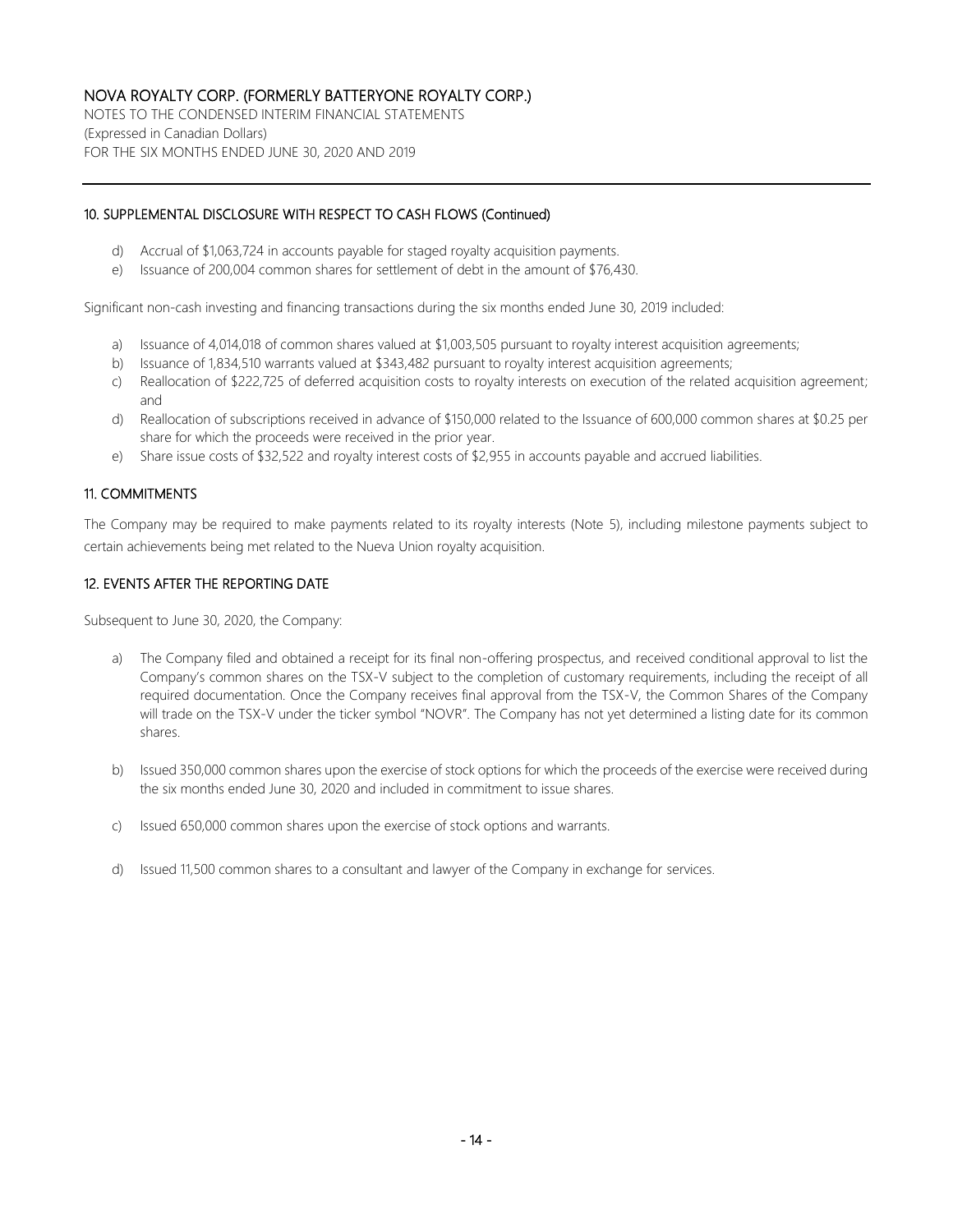## 10. SUPPLEMENTAL DISCLOSURE WITH RESPECT TO CASH FLOWS (Continued)

d) Accrual of $1,063,724 in accounts payable for staged royalty acquisition payments.

e) Issuance of 200,004 common shares for settlement of debt in the amount of $76,430.

Significant non-cash investing and financing transactions during the six months ended June 30, 2019 included:

a) Issuance of 4,014,018 of common shares valued at $1,003,505 pursuant to royalty interest acquisition agreements;

b) Issuance of 1,834,510 warrants valued at $343,482 pursuant to royalty interest acquisition agreements;

c) Reallocation of $222,725 of deferred acquisition costs to royalty interests on execution of the related acquisition agreement; and

d) Reallocation of subscriptions received in advance of $150,000 related to the Issuance of 600,000 common shares at $0.25 per share for which the proceeds were received in the prior year.

e) Share issue costs of $32,522 and royalty interest costs of $2,955 in accounts payable and accrued liabilities.

## 11. COMMITMENTS

The Company may be required to make payments related to its royalty interests (Note 5), including milestone payments subject to certain achievements being met related to the Nueva Union royalty acquisition.

## 12. EVENTS AFTER THE REPORTING DATE

Subsequent to June 30, 2020, the Company:

a) The Company filed and obtained a receipt for its final non-offering prospectus, and received conditional approval to list the Company's common shares on the TSX-V subject to the completion of customary requirements, including the receipt of all required documentation. Once the Company receives final approval from the TSX-V, the Common Shares of the Company will trade on the TSX-V under the ticker symbol "NOVR". The Company has not yet determined a listing date for its common shares.

b) Issued 350,000 common shares upon the exercise of stock options for which the proceeds of the exercise were received during the six months ended June 30, 2020 and included in commitment to issue shares.

c) Issued 650,000 common shares upon the exercise of stock options and warrants.

d) Issued 11,500 common shares to a consultant and lawyer of the Company in exchange for services.